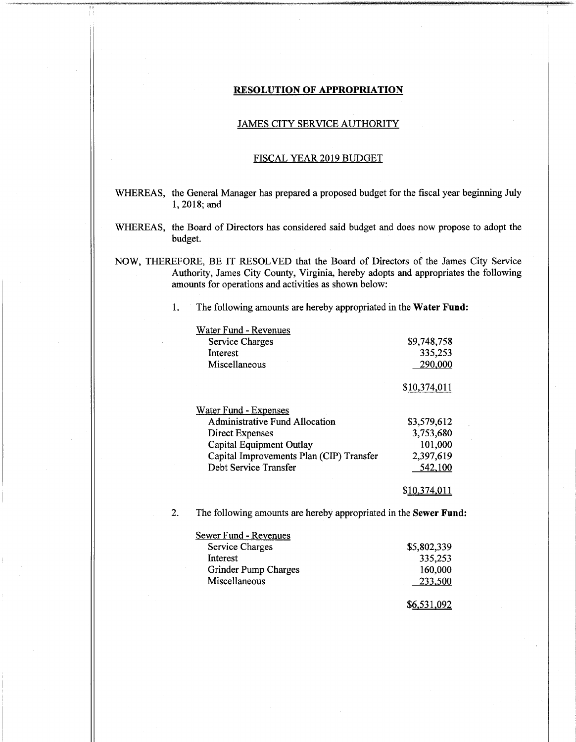**RESOLUTION OF APPROPRIATION**

JAMES CITY SERVICE AUTHORITY

FISCAL YEAR 2019 BUDGET

WHEREAS, the General Manager has prepared a proposed budget for the fiscal year beginning July 1, 2018; and

WHEREAS, the Board of Directors has considered said budget and does now propose to adopt the budget.

NOW, THEREFORE, BE IT RESOLVED that the Board of Directors of the James City Service Authority, James City County, Virginia, hereby adopts and appropriates the following amounts for operations and activities as shown below:

1. The following amounts are hereby appropriated in the **Water Fund:**

| Water Fund - Revenues | |
|---|---:|
| Service Charges | $9,748,758 |
| Interest | 335,253 |
| Miscellaneous | 290,000 |
| | $10,374,011 |

| Water Fund - Expenses | |
|---|---:|
| Administrative Fund Allocation | $3,579,612 |
| Direct Expenses | 3,753,680 |
| Capital Equipment Outlay | 101,000 |
| Capital Improvements Plan (CIP) Transfer | 2,397,619 |
| Debt Service Transfer | 542,100 |
| | $10,374,011 |

2. The following amounts are hereby appropriated in the **Sewer Fund:**

| Sewer Fund - Revenues | |
|---|---:|
| Service Charges | $5,802,339 |
| Interest | 335,253 |
| Grinder Pump Charges | 160,000 |
| Miscellaneous | 233,500 |
| | $6,531,092 |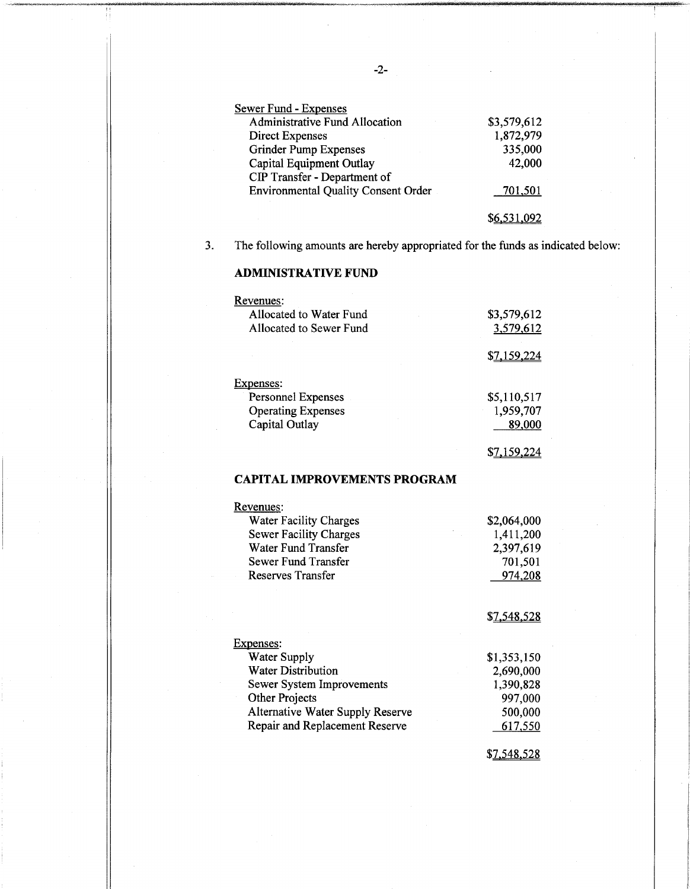Sewer Fund - Expenses

| | |
|---|---|
| Administrative Fund Allocation | $3,579,612 |
| Direct Expenses | 1,872,979 |
| Grinder Pump Expenses | 335,000 |
| Capital Equipment Outlay | 42,000 |
| CIP Transfer - Department of Environmental Quality Consent Order | 701,501 |
| | $6,531,092 |

3. The following amounts are hereby appropriated for the funds as indicated below:

**ADMINISTRATIVE FUND**

Revenues:

| | |
|---|---|
| Allocated to Water Fund | $3,579,612 |
| Allocated to Sewer Fund | 3,579,612 |
| | $7,159,224 |

Expenses:

| | |
|---|---|
| Personnel Expenses | $5,110,517 |
| Operating Expenses | 1,959,707 |
| Capital Outlay | 89,000 |
| | $7,159,224 |

**CAPITAL IMPROVEMENTS PROGRAM**

Revenues:

| | |
|---|---|
| Water Facility Charges | $2,064,000 |
| Sewer Facility Charges | 1,411,200 |
| Water Fund Transfer | 2,397,619 |
| Sewer Fund Transfer | 701,501 |
| Reserves Transfer | 974,208 |
| | $7,548,528 |

Expenses:

| | |
|---|---|
| Water Supply | $1,353,150 |
| Water Distribution | 2,690,000 |
| Sewer System Improvements | 1,390,828 |
| Other Projects | 997,000 |
| Alternative Water Supply Reserve | 500,000 |
| Repair and Replacement Reserve | 617,550 |
| | $7,548,528 |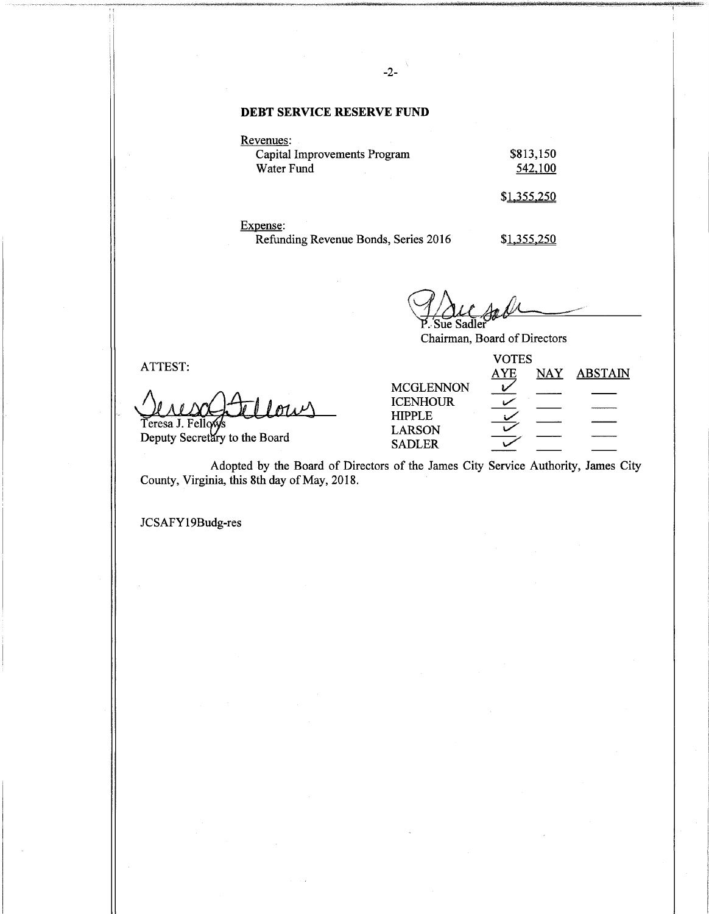## DEBT SERVICE RESERVE FUND

| | |
|---|---|
| Revenues: | |
| Capital Improvements Program | $813,150 |
| Water Fund | 542,100 |
| | $1,355,250 |
| Expense: | |
| Refunding Revenue Bonds, Series 2016 | $1,355,250 |

P. Sue Sadler
Chairman, Board of Directors

ATTEST:

Teresa J. Fellows
Deputy Secretary to the Board

| | VOTES AYE | NAY | ABSTAIN |
|---|---|---|---|
| MCGLENNON | ✓ | | |
| ICENHOUR | ✓ | | |
| HIPPLE | ✓ | | |
| LARSON | ✓ | | |
| SADLER | ✓ | | |

Adopted by the Board of Directors of the James City Service Authority, James City County, Virginia, this 8th day of May, 2018.

JCSAFY19Budg-res